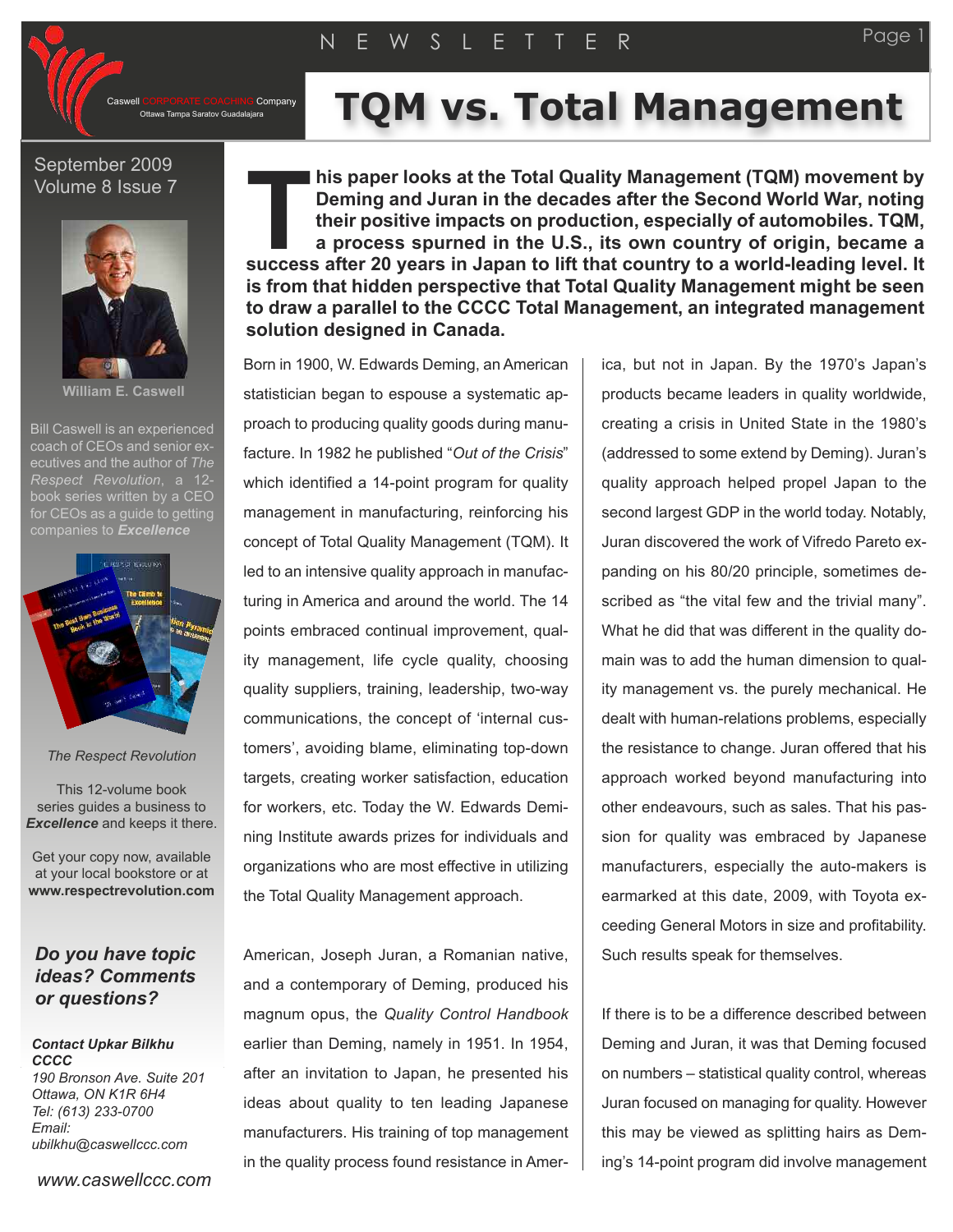# TQM vs. Total Management

Caswell CORPORATE COACHING Company
Ottawa Tampa Saratov Guadalajara

September 2009
Volume 8 Issue 7

**William E. Caswell**

Bill Caswell is an experienced coach of CEOs and senior executives and the author of *The Respect Revolution*, a 12-book series written by a CEO for CEOs as a guide to getting companies to ***Excellence***

*The Respect Revolution*

This 12-volume book series guides a business to ***Excellence*** and keeps it there.

Get your copy now, available at your local bookstore or at **www.respectrevolution.com**

***Do you have topic ideas? Comments or questions?***

***Contact Upkar Bilkhu***
***CCCC***
*190 Bronson Ave. Suite 201*
*Ottawa, ON K1R 6H4*
*Tel: (613) 233-0700*
*Email:*
*ubilkhu@caswellccc.com*

*www.caswellccc.com*

**This paper looks at the Total Quality Management (TQM) movement by Deming and Juran in the decades after the Second World War, noting their positive impacts on production, especially of automobiles. TQM, a process spurned in the U.S., its own country of origin, became a success after 20 years in Japan to lift that country to a world-leading level. It is from that hidden perspective that Total Quality Management might be seen to draw a parallel to the CCCC Total Management, an integrated management solution designed in Canada.**

Born in 1900, W. Edwards Deming, an American statistician began to espouse a systematic approach to producing quality goods during manufacture. In 1982 he published "*Out of the Crisis*" which identified a 14-point program for quality management in manufacturing, reinforcing his concept of Total Quality Management (TQM). It led to an intensive quality approach in manufacturing in America and around the world. The 14 points embraced continual improvement, quality management, life cycle quality, choosing quality suppliers, training, leadership, two-way communications, the concept of 'internal customers', avoiding blame, eliminating top-down targets, creating worker satisfaction, education for workers, etc. Today the W. Edwards Deming Institute awards prizes for individuals and organizations who are most effective in utilizing the Total Quality Management approach.

American, Joseph Juran, a Romanian native, and a contemporary of Deming, produced his magnum opus, the *Quality Control Handbook* earlier than Deming, namely in 1951. In 1954, after an invitation to Japan, he presented his ideas about quality to ten leading Japanese manufacturers. His training of top management in the quality process found resistance in America, but not in Japan. By the 1970's Japan's products became leaders in quality worldwide, creating a crisis in United State in the 1980's (addressed to some extend by Deming). Juran's quality approach helped propel Japan to the second largest GDP in the world today. Notably, Juran discovered the work of Vifredo Pareto expanding on his 80/20 principle, sometimes described as "the vital few and the trivial many". What he did that was different in the quality domain was to add the human dimension to quality management vs. the purely mechanical. He dealt with human-relations problems, especially the resistance to change. Juran offered that his approach worked beyond manufacturing into other endeavours, such as sales. That his passion for quality was embraced by Japanese manufacturers, especially the auto-makers is earmarked at this date, 2009, with Toyota exceeding General Motors in size and profitability. Such results speak for themselves.

If there is to be a difference described between Deming and Juran, it was that Deming focused on numbers – statistical quality control, whereas Juran focused on managing for quality. However this may be viewed as splitting hairs as Deming's 14-point program did involve management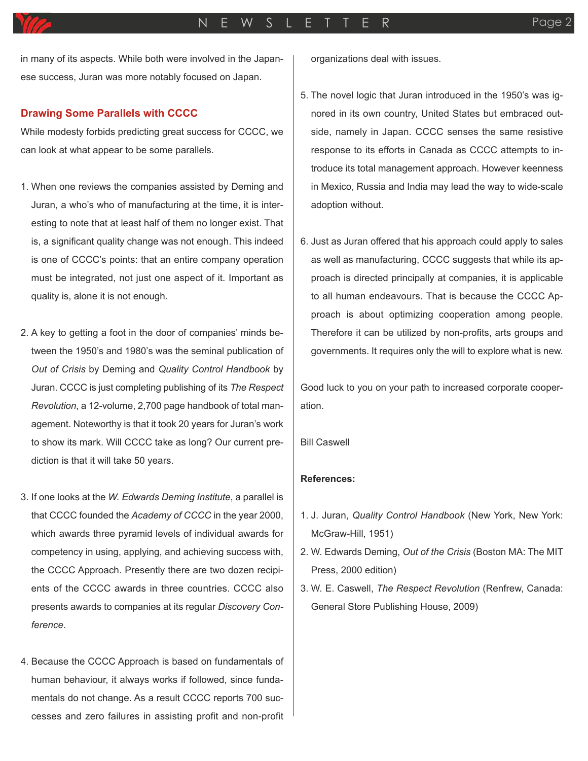in many of its aspects. While both were involved in the Japanese success, Juran was more notably focused on Japan.

## Drawing Some Parallels with CCCC

While modesty forbids predicting great success for CCCC, we can look at what appear to be some parallels.

1. When one reviews the companies assisted by Deming and Juran, a who's who of manufacturing at the time, it is interesting to note that at least half of them no longer exist. That is, a significant quality change was not enough. This indeed is one of CCCC's points: that an entire company operation must be integrated, not just one aspect of it. Important as quality is, alone it is not enough.

2. A key to getting a foot in the door of companies' minds between the 1950's and 1980's was the seminal publication of *Out of Crisis* by Deming and *Quality Control Handbook* by Juran. CCCC is just completing publishing of its *The Respect Revolution*, a 12-volume, 2,700 page handbook of total management. Noteworthy is that it took 20 years for Juran's work to show its mark. Will CCCC take as long? Our current prediction is that it will take 50 years.

3. If one looks at the *W. Edwards Deming Institute*, a parallel is that CCCC founded the *Academy of CCCC* in the year 2000, which awards three pyramid levels of individual awards for competency in using, applying, and achieving success with, the CCCC Approach. Presently there are two dozen recipients of the CCCC awards in three countries. CCCC also presents awards to companies at its regular *Discovery Conference*.

4. Because the CCCC Approach is based on fundamentals of human behaviour, it always works if followed, since fundamentals do not change. As a result CCCC reports 700 successes and zero failures in assisting profit and non-profit organizations deal with issues.

5. The novel logic that Juran introduced in the 1950's was ignored in its own country, United States but embraced outside, namely in Japan. CCCC senses the same resistive response to its efforts in Canada as CCCC attempts to introduce its total management approach. However keenness in Mexico, Russia and India may lead the way to wide-scale adoption without.

6. Just as Juran offered that his approach could apply to sales as well as manufacturing, CCCC suggests that while its approach is directed principally at companies, it is applicable to all human endeavours. That is because the CCCC Approach is about optimizing cooperation among people. Therefore it can be utilized by non-profits, arts groups and governments. It requires only the will to explore what is new.

Good luck to you on your path to increased corporate cooperation.

Bill Caswell

**References:**

1. J. Juran, *Quality Control Handbook* (New York, New York: McGraw-Hill, 1951)
2. W. Edwards Deming, *Out of the Crisis* (Boston MA: The MIT Press, 2000 edition)
3. W. E. Caswell, *The Respect Revolution* (Renfrew, Canada: General Store Publishing House, 2009)